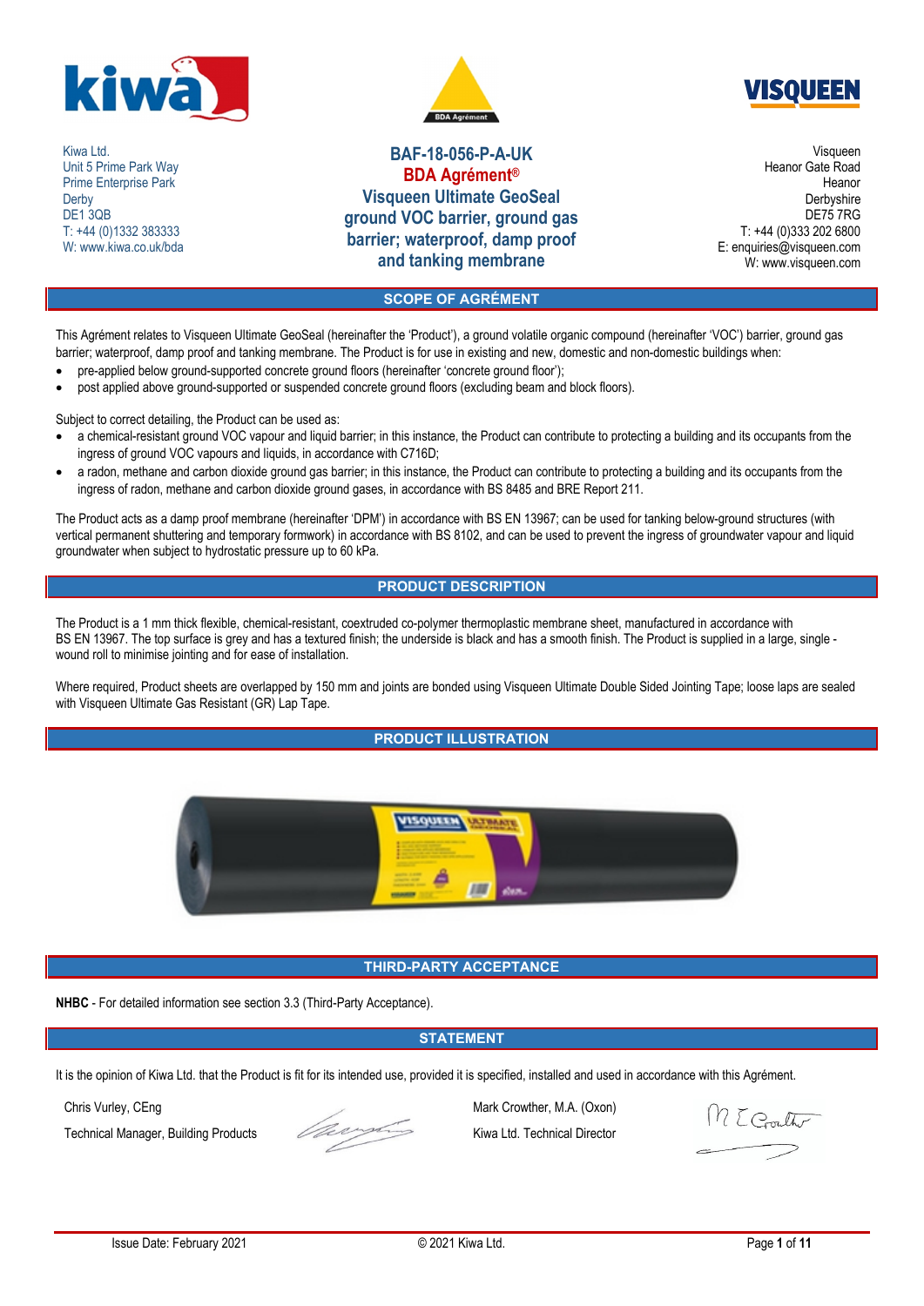Kiwa Ltd.
Unit 5 Prime Park Way
Prime Enterprise Park
Derby
DE1 3QB
T: +44 (0)1332 383333
W: www.kiwa.co.uk/bda

# BAF-18-056-P-A-UK
# BDA Agrément®
# Visqueen Ultimate GeoSeal ground VOC barrier, ground gas barrier; waterproof, damp proof and tanking membrane

Visqueen
Heanor Gate Road
Heanor
Derbyshire
DE75 7RG
T: +44 (0)333 202 6800
E: enquiries@visqueen.com
W: www.visqueen.com

## SCOPE OF AGRÉMENT

This Agrément relates to Visqueen Ultimate GeoSeal (hereinafter the 'Product'), a ground volatile organic compound (hereinafter 'VOC') barrier, ground gas barrier; waterproof, damp proof and tanking membrane. The Product is for use in existing and new, domestic and non-domestic buildings when:

- pre-applied below ground-supported concrete ground floors (hereinafter 'concrete ground floor');
- post applied above ground-supported or suspended concrete ground floors (excluding beam and block floors).

Subject to correct detailing, the Product can be used as:

- a chemical-resistant ground VOC vapour and liquid barrier; in this instance, the Product can contribute to protecting a building and its occupants from the ingress of ground VOC vapours and liquids, in accordance with C716D;
- a radon, methane and carbon dioxide ground gas barrier; in this instance, the Product can contribute to protecting a building and its occupants from the ingress of radon, methane and carbon dioxide ground gases, in accordance with BS 8485 and BRE Report 211.

The Product acts as a damp proof membrane (hereinafter 'DPM') in accordance with BS EN 13967; can be used for tanking below-ground structures (with vertical permanent shuttering and temporary formwork) in accordance with BS 8102, and can be used to prevent the ingress of groundwater vapour and liquid groundwater when subject to hydrostatic pressure up to 60 kPa.

## PRODUCT DESCRIPTION

The Product is a 1 mm thick flexible, chemical-resistant, coextruded co-polymer thermoplastic membrane sheet, manufactured in accordance with BS EN 13967. The top surface is grey and has a textured finish; the underside is black and has a smooth finish. The Product is supplied in a large, single - wound roll to minimise jointing and for ease of installation.

Where required, Product sheets are overlapped by 150 mm and joints are bonded using Visqueen Ultimate Double Sided Jointing Tape; loose laps are sealed with Visqueen Ultimate Gas Resistant (GR) Lap Tape.

## PRODUCT ILLUSTRATION

## THIRD-PARTY ACCEPTANCE

**NHBC** - For detailed information see section 3.3 (Third-Party Acceptance).

## STATEMENT

It is the opinion of Kiwa Ltd. that the Product is fit for its intended use, provided it is specified, installed and used in accordance with this Agrément.

Chris Vurley, CEng
Technical Manager, Building Products

Mark Crowther, M.A. (Oxon)
Kiwa Ltd. Technical Director

Issue Date: February 2021

© 2021 Kiwa Ltd.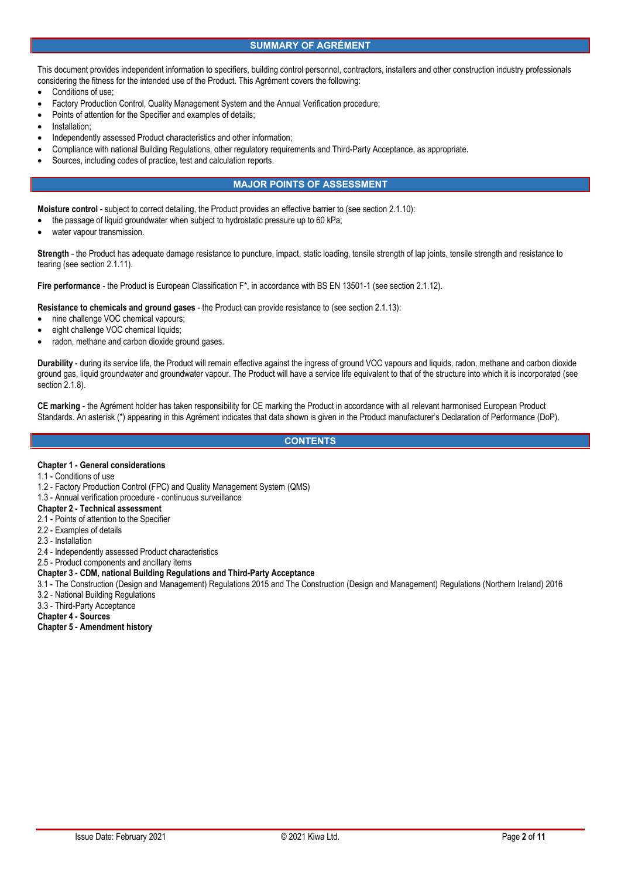## SUMMARY OF AGRÉMENT

This document provides independent information to specifiers, building control personnel, contractors, installers and other construction industry professionals considering the fitness for the intended use of the Product. This Agrément covers the following:

- Conditions of use;
- Factory Production Control, Quality Management System and the Annual Verification procedure;
- Points of attention for the Specifier and examples of details;
- Installation;
- Independently assessed Product characteristics and other information;
- Compliance with national Building Regulations, other regulatory requirements and Third-Party Acceptance, as appropriate.
- Sources, including codes of practice, test and calculation reports.

## MAJOR POINTS OF ASSESSMENT

**Moisture control** - subject to correct detailing, the Product provides an effective barrier to (see section 2.1.10):

- the passage of liquid groundwater when subject to hydrostatic pressure up to 60 kPa;
- water vapour transmission.

**Strength** - the Product has adequate damage resistance to puncture, impact, static loading, tensile strength of lap joints, tensile strength and resistance to tearing (see section 2.1.11).

**Fire performance** - the Product is European Classification F*, in accordance with BS EN 13501-1 (see section 2.1.12).

**Resistance to chemicals and ground gases** - the Product can provide resistance to (see section 2.1.13):

- nine challenge VOC chemical vapours;
- eight challenge VOC chemical liquids;
- radon, methane and carbon dioxide ground gases.

**Durability** - during its service life, the Product will remain effective against the ingress of ground VOC vapours and liquids, radon, methane and carbon dioxide ground gas, liquid groundwater and groundwater vapour. The Product will have a service life equivalent to that of the structure into which it is incorporated (see section 2.1.8).

**CE marking** - the Agrément holder has taken responsibility for CE marking the Product in accordance with all relevant harmonised European Product Standards. An asterisk (*) appearing in this Agrément indicates that data shown is given in the Product manufacturer's Declaration of Performance (DoP).

## CONTENTS

**Chapter 1 - General considerations**
1.1 - Conditions of use
1.2 - Factory Production Control (FPC) and Quality Management System (QMS)
1.3 - Annual verification procedure - continuous surveillance
**Chapter 2 - Technical assessment**
2.1 - Points of attention to the Specifier
2.2 - Examples of details
2.3 - Installation
2.4 - Independently assessed Product characteristics
2.5 - Product components and ancillary items
**Chapter 3 - CDM, national Building Regulations and Third-Party Acceptance**
3.1 - The Construction (Design and Management) Regulations 2015 and The Construction (Design and Management) Regulations (Northern Ireland) 2016
3.2 - National Building Regulations
3.3 - Third-Party Acceptance
**Chapter 4 - Sources**
**Chapter 5 - Amendment history**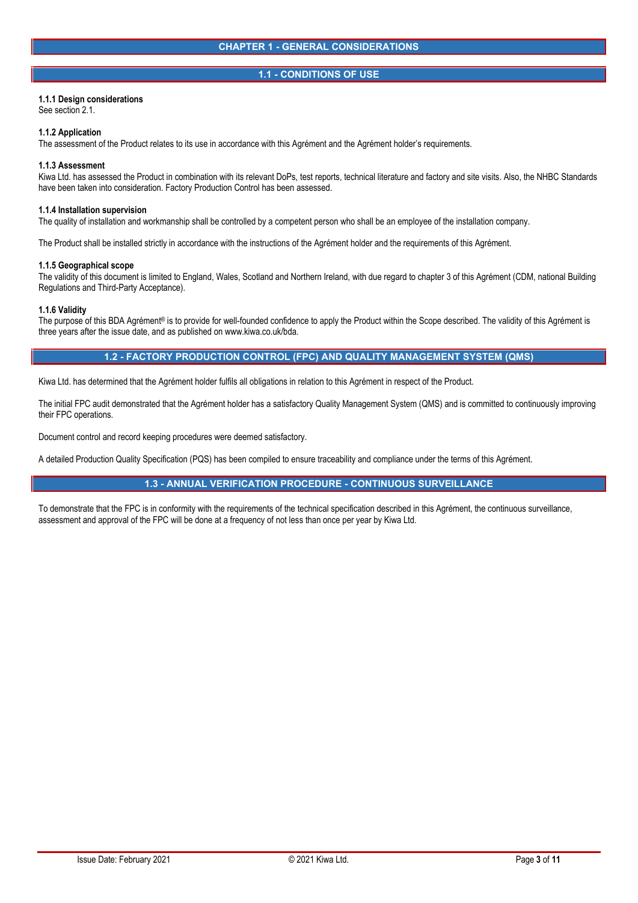# CHAPTER 1 - GENERAL CONSIDERATIONS

## 1.1 - CONDITIONS OF USE

**1.1.1 Design considerations**
See section 2.1.

**1.1.2 Application**
The assessment of the Product relates to its use in accordance with this Agrément and the Agrément holder's requirements.

**1.1.3 Assessment**
Kiwa Ltd. has assessed the Product in combination with its relevant DoPs, test reports, technical literature and factory and site visits. Also, the NHBC Standards have been taken into consideration. Factory Production Control has been assessed.

**1.1.4 Installation supervision**
The quality of installation and workmanship shall be controlled by a competent person who shall be an employee of the installation company.

The Product shall be installed strictly in accordance with the instructions of the Agrément holder and the requirements of this Agrément.

**1.1.5 Geographical scope**
The validity of this document is limited to England, Wales, Scotland and Northern Ireland, with due regard to chapter 3 of this Agrément (CDM, national Building Regulations and Third-Party Acceptance).

**1.1.6 Validity**
The purpose of this BDA Agrément® is to provide for well-founded confidence to apply the Product within the Scope described. The validity of this Agrément is three years after the issue date, and as published on www.kiwa.co.uk/bda.

## 1.2 - FACTORY PRODUCTION CONTROL (FPC) AND QUALITY MANAGEMENT SYSTEM (QMS)

Kiwa Ltd. has determined that the Agrément holder fulfils all obligations in relation to this Agrément in respect of the Product.

The initial FPC audit demonstrated that the Agrément holder has a satisfactory Quality Management System (QMS) and is committed to continuously improving their FPC operations.

Document control and record keeping procedures were deemed satisfactory.

A detailed Production Quality Specification (PQS) has been compiled to ensure traceability and compliance under the terms of this Agrément.

## 1.3 - ANNUAL VERIFICATION PROCEDURE - CONTINUOUS SURVEILLANCE

To demonstrate that the FPC is in conformity with the requirements of the technical specification described in this Agrément, the continuous surveillance, assessment and approval of the FPC will be done at a frequency of not less than once per year by Kiwa Ltd.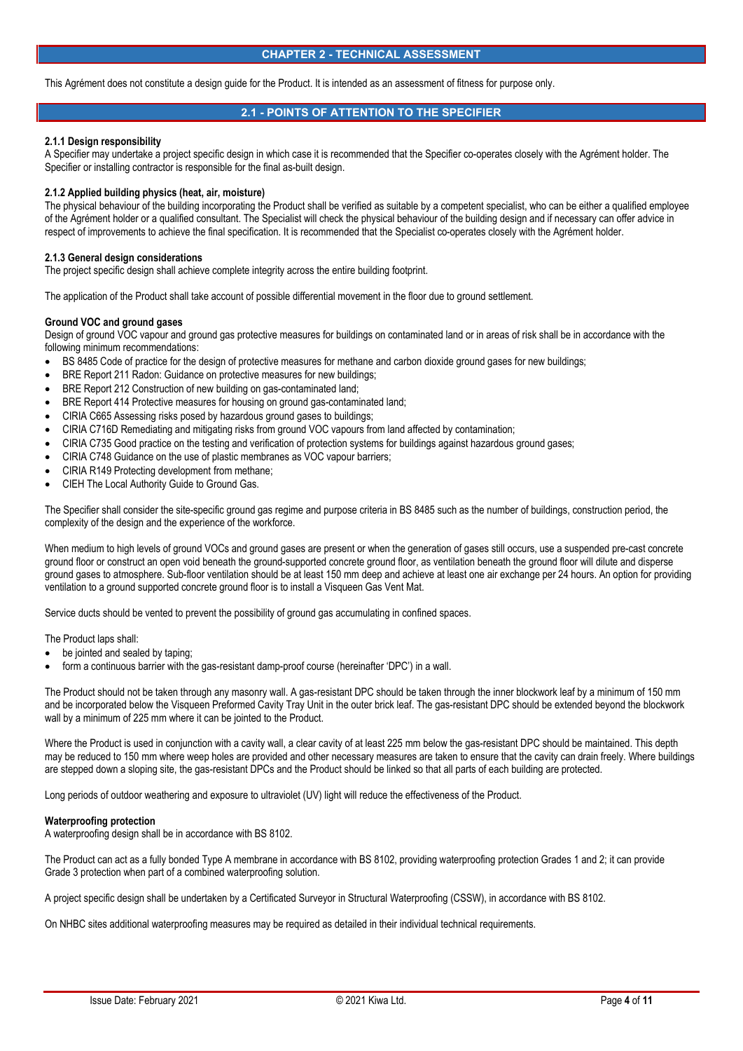## CHAPTER 2 - TECHNICAL ASSESSMENT

This Agrément does not constitute a design guide for the Product. It is intended as an assessment of fitness for purpose only.

## 2.1 - POINTS OF ATTENTION TO THE SPECIFIER

### 2.1.1 Design responsibility

A Specifier may undertake a project specific design in which case it is recommended that the Specifier co-operates closely with the Agrément holder. The Specifier or installing contractor is responsible for the final as-built design.

### 2.1.2 Applied building physics (heat, air, moisture)

The physical behaviour of the building incorporating the Product shall be verified as suitable by a competent specialist, who can be either a qualified employee of the Agrément holder or a qualified consultant. The Specialist will check the physical behaviour of the building design and if necessary can offer advice in respect of improvements to achieve the final specification. It is recommended that the Specialist co-operates closely with the Agrément holder.

### 2.1.3 General design considerations

The project specific design shall achieve complete integrity across the entire building footprint.

The application of the Product shall take account of possible differential movement in the floor due to ground settlement.

#### Ground VOC and ground gases

Design of ground VOC vapour and ground gas protective measures for buildings on contaminated land or in areas of risk shall be in accordance with the following minimum recommendations:

- BS 8485 Code of practice for the design of protective measures for methane and carbon dioxide ground gases for new buildings;
- BRE Report 211 Radon: Guidance on protective measures for new buildings;
- BRE Report 212 Construction of new building on gas-contaminated land;
- BRE Report 414 Protective measures for housing on ground gas-contaminated land;
- CIRIA C665 Assessing risks posed by hazardous ground gases to buildings;
- CIRIA C716D Remediating and mitigating risks from ground VOC vapours from land affected by contamination;
- CIRIA C735 Good practice on the testing and verification of protection systems for buildings against hazardous ground gases;
- CIRIA C748 Guidance on the use of plastic membranes as VOC vapour barriers;
- CIRIA R149 Protecting development from methane;
- CIEH The Local Authority Guide to Ground Gas.

The Specifier shall consider the site-specific ground gas regime and purpose criteria in BS 8485 such as the number of buildings, construction period, the complexity of the design and the experience of the workforce.

When medium to high levels of ground VOCs and ground gases are present or when the generation of gases still occurs, use a suspended pre-cast concrete ground floor or construct an open void beneath the ground-supported concrete ground floor, as ventilation beneath the ground floor will dilute and disperse ground gases to atmosphere. Sub-floor ventilation should be at least 150 mm deep and achieve at least one air exchange per 24 hours. An option for providing ventilation to a ground supported concrete ground floor is to install a Visqueen Gas Vent Mat.

Service ducts should be vented to prevent the possibility of ground gas accumulating in confined spaces.

The Product laps shall:

- be jointed and sealed by taping;
- form a continuous barrier with the gas-resistant damp-proof course (hereinafter 'DPC') in a wall.

The Product should not be taken through any masonry wall. A gas-resistant DPC should be taken through the inner blockwork leaf by a minimum of 150 mm and be incorporated below the Visqueen Preformed Cavity Tray Unit in the outer brick leaf. The gas-resistant DPC should be extended beyond the blockwork wall by a minimum of 225 mm where it can be jointed to the Product.

Where the Product is used in conjunction with a cavity wall, a clear cavity of at least 225 mm below the gas-resistant DPC should be maintained. This depth may be reduced to 150 mm where weep holes are provided and other necessary measures are taken to ensure that the cavity can drain freely. Where buildings are stepped down a sloping site, the gas-resistant DPCs and the Product should be linked so that all parts of each building are protected.

Long periods of outdoor weathering and exposure to ultraviolet (UV) light will reduce the effectiveness of the Product.

#### Waterproofing protection

A waterproofing design shall be in accordance with BS 8102.

The Product can act as a fully bonded Type A membrane in accordance with BS 8102, providing waterproofing protection Grades 1 and 2; it can provide Grade 3 protection when part of a combined waterproofing solution.

A project specific design shall be undertaken by a Certificated Surveyor in Structural Waterproofing (CSSW), in accordance with BS 8102.

On NHBC sites additional waterproofing measures may be required as detailed in their individual technical requirements.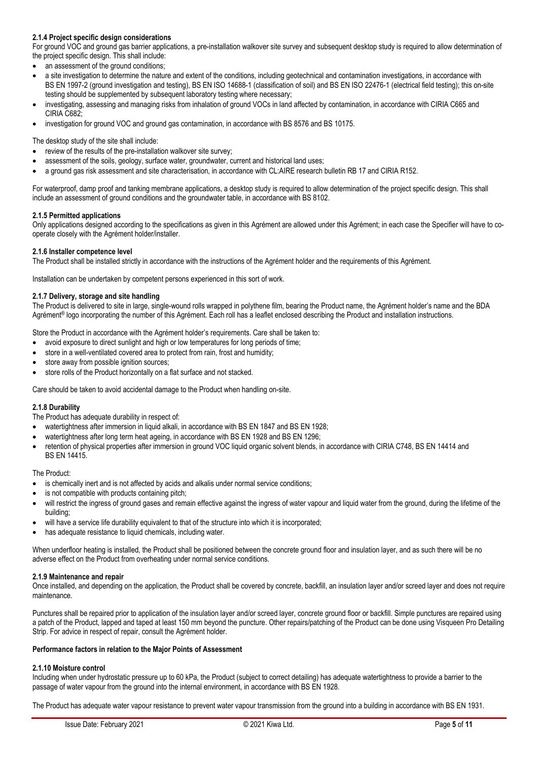#### 2.1.4 Project specific design considerations

For ground VOC and ground gas barrier applications, a pre-installation walkover site survey and subsequent desktop study is required to allow determination of the project specific design. This shall include:

- an assessment of the ground conditions;
- a site investigation to determine the nature and extent of the conditions, including geotechnical and contamination investigations, in accordance with BS EN 1997-2 (ground investigation and testing), BS EN ISO 14688-1 (classification of soil) and BS EN ISO 22476-1 (electrical field testing); this on-site testing should be supplemented by subsequent laboratory testing where necessary;
- investigating, assessing and managing risks from inhalation of ground VOCs in land affected by contamination, in accordance with CIRIA C665 and CIRIA C682;
- investigation for ground VOC and ground gas contamination, in accordance with BS 8576 and BS 10175.

The desktop study of the site shall include:

- review of the results of the pre-installation walkover site survey;
- assessment of the soils, geology, surface water, groundwater, current and historical land uses;
- a ground gas risk assessment and site characterisation, in accordance with CL:AIRE research bulletin RB 17 and CIRIA R152.

For waterproof, damp proof and tanking membrane applications, a desktop study is required to allow determination of the project specific design. This shall include an assessment of ground conditions and the groundwater table, in accordance with BS 8102.

#### 2.1.5 Permitted applications

Only applications designed according to the specifications as given in this Agrément are allowed under this Agrément; in each case the Specifier will have to co-operate closely with the Agrément holder/installer.

#### 2.1.6 Installer competence level

The Product shall be installed strictly in accordance with the instructions of the Agrément holder and the requirements of this Agrément.

Installation can be undertaken by competent persons experienced in this sort of work.

#### 2.1.7 Delivery, storage and site handling

The Product is delivered to site in large, single-wound rolls wrapped in polythene film, bearing the Product name, the Agrément holder's name and the BDA Agrément® logo incorporating the number of this Agrément. Each roll has a leaflet enclosed describing the Product and installation instructions.

Store the Product in accordance with the Agrément holder's requirements. Care shall be taken to:

- avoid exposure to direct sunlight and high or low temperatures for long periods of time;
- store in a well-ventilated covered area to protect from rain, frost and humidity;
- store away from possible ignition sources;
- store rolls of the Product horizontally on a flat surface and not stacked.

Care should be taken to avoid accidental damage to the Product when handling on-site.

#### 2.1.8 Durability

The Product has adequate durability in respect of:

- watertightness after immersion in liquid alkali, in accordance with BS EN 1847 and BS EN 1928;
- watertightness after long term heat ageing, in accordance with BS EN 1928 and BS EN 1296;
- retention of physical properties after immersion in ground VOC liquid organic solvent blends, in accordance with CIRIA C748, BS EN 14414 and BS EN 14415.

The Product:

- is chemically inert and is not affected by acids and alkalis under normal service conditions;
- is not compatible with products containing pitch;
- will restrict the ingress of ground gases and remain effective against the ingress of water vapour and liquid water from the ground, during the lifetime of the building;
- will have a service life durability equivalent to that of the structure into which it is incorporated;
- has adequate resistance to liquid chemicals, including water.

When underfloor heating is installed, the Product shall be positioned between the concrete ground floor and insulation layer, and as such there will be no adverse effect on the Product from overheating under normal service conditions.

#### 2.1.9 Maintenance and repair

Once installed, and depending on the application, the Product shall be covered by concrete, backfill, an insulation layer and/or screed layer and does not require maintenance.

Punctures shall be repaired prior to application of the insulation layer and/or screed layer, concrete ground floor or backfill. Simple punctures are repaired using a patch of the Product, lapped and taped at least 150 mm beyond the puncture. Other repairs/patching of the Product can be done using Visqueen Pro Detailing Strip. For advice in respect of repair, consult the Agrément holder.

#### Performance factors in relation to the Major Points of Assessment

#### 2.1.10 Moisture control

Including when under hydrostatic pressure up to 60 kPa, the Product (subject to correct detailing) has adequate watertightness to provide a barrier to the passage of water vapour from the ground into the internal environment, in accordance with BS EN 1928.

The Product has adequate water vapour resistance to prevent water vapour transmission from the ground into a building in accordance with BS EN 1931.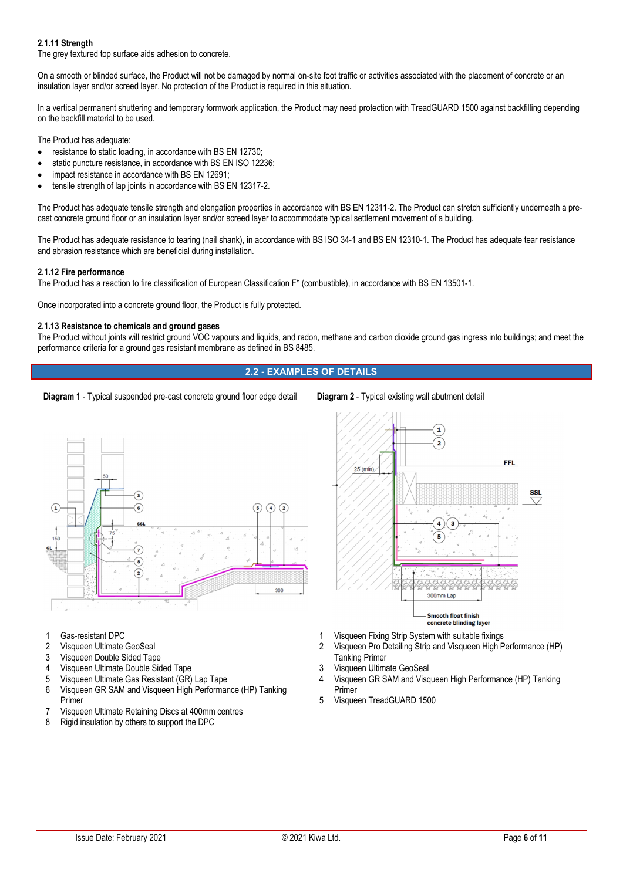#### 2.1.11 Strength

The grey textured top surface aids adhesion to concrete.

On a smooth or blinded surface, the Product will not be damaged by normal on-site foot traffic or activities associated with the placement of concrete or an insulation layer and/or screed layer. No protection of the Product is required in this situation.

In a vertical permanent shuttering and temporary formwork application, the Product may need protection with TreadGUARD 1500 against backfilling depending on the backfill material to be used.

The Product has adequate:

- resistance to static loading, in accordance with BS EN 12730;
- static puncture resistance, in accordance with BS EN ISO 12236;
- impact resistance in accordance with BS EN 12691;
- tensile strength of lap joints in accordance with BS EN 12317-2.

The Product has adequate tensile strength and elongation properties in accordance with BS EN 12311-2. The Product can stretch sufficiently underneath a pre-cast concrete ground floor or an insulation layer and/or screed layer to accommodate typical settlement movement of a building.

The Product has adequate resistance to tearing (nail shank), in accordance with BS ISO 34-1 and BS EN 12310-1. The Product has adequate tear resistance and abrasion resistance which are beneficial during installation.

#### 2.1.12 Fire performance

The Product has a reaction to fire classification of European Classification F* (combustible), in accordance with BS EN 13501-1.

Once incorporated into a concrete ground floor, the Product is fully protected.

#### 2.1.13 Resistance to chemicals and ground gases

The Product without joints will restrict ground VOC vapours and liquids, and radon, methane and carbon dioxide ground gas ingress into buildings; and meet the performance criteria for a ground gas resistant membrane as defined in BS 8485.

## 2.2 - EXAMPLES OF DETAILS

**Diagram 1** - Typical suspended pre-cast concrete ground floor edge detail

1. Gas-resistant DPC
2. Visqueen Ultimate GeoSeal
3. Visqueen Double Sided Tape
4. Visqueen Ultimate Double Sided Tape
5. Visqueen Ultimate Gas Resistant (GR) Lap Tape
6. Visqueen GR SAM and Visqueen High Performance (HP) Tanking Primer
7. Visqueen Ultimate Retaining Discs at 400mm centres
8. Rigid insulation by others to support the DPC

**Diagram 2** - Typical existing wall abutment detail

1. Visqueen Fixing Strip System with suitable fixings
2. Visqueen Pro Detailing Strip and Visqueen High Performance (HP) Tanking Primer
3. Visqueen Ultimate GeoSeal
4. Visqueen GR SAM and Visqueen High Performance (HP) Tanking Primer
5. Visqueen TreadGUARD 1500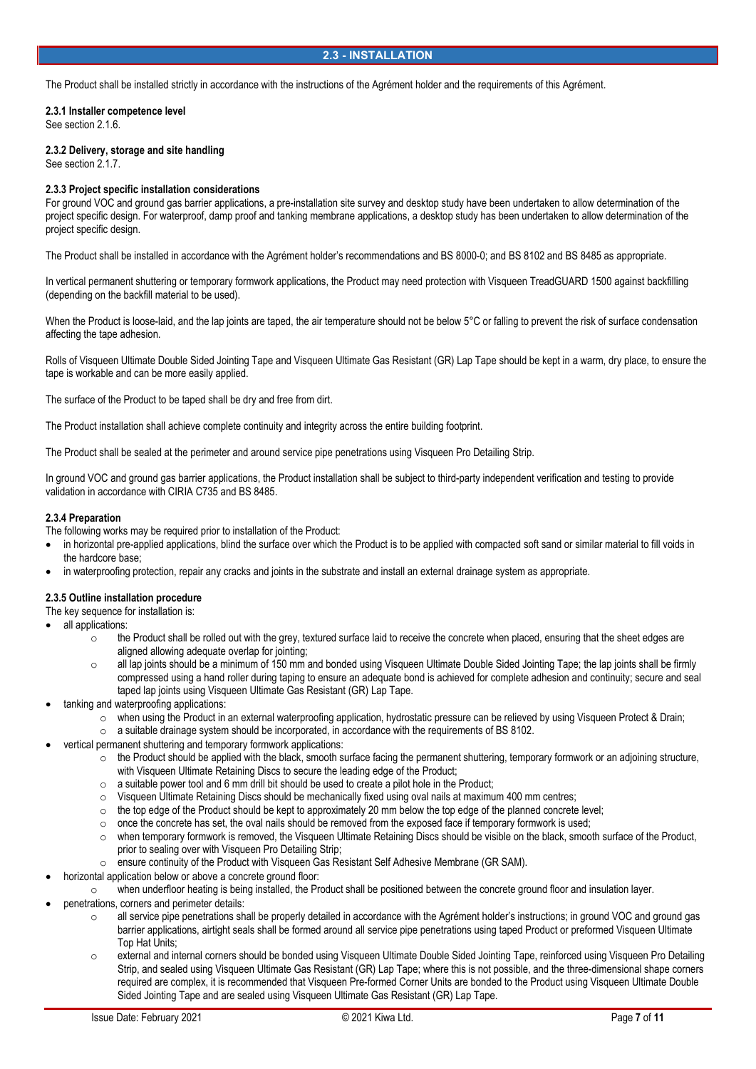## 2.3 - INSTALLATION

The Product shall be installed strictly in accordance with the instructions of the Agrément holder and the requirements of this Agrément.

**2.3.1 Installer competence level**
See section 2.1.6.

**2.3.2 Delivery, storage and site handling**
See section 2.1.7.

**2.3.3 Project specific installation considerations**
For ground VOC and ground gas barrier applications, a pre-installation site survey and desktop study have been undertaken to allow determination of the project specific design. For waterproof, damp proof and tanking membrane applications, a desktop study has been undertaken to allow determination of the project specific design.

The Product shall be installed in accordance with the Agrément holder's recommendations and BS 8000-0; and BS 8102 and BS 8485 as appropriate.

In vertical permanent shuttering or temporary formwork applications, the Product may need protection with Visqueen TreadGUARD 1500 against backfilling (depending on the backfill material to be used).

When the Product is loose-laid, and the lap joints are taped, the air temperature should not be below 5°C or falling to prevent the risk of surface condensation affecting the tape adhesion.

Rolls of Visqueen Ultimate Double Sided Jointing Tape and Visqueen Ultimate Gas Resistant (GR) Lap Tape should be kept in a warm, dry place, to ensure the tape is workable and can be more easily applied.

The surface of the Product to be taped shall be dry and free from dirt.

The Product installation shall achieve complete continuity and integrity across the entire building footprint.

The Product shall be sealed at the perimeter and around service pipe penetrations using Visqueen Pro Detailing Strip.

In ground VOC and ground gas barrier applications, the Product installation shall be subject to third-party independent verification and testing to provide validation in accordance with CIRIA C735 and BS 8485.

**2.3.4 Preparation**
The following works may be required prior to installation of the Product:

- in horizontal pre-applied applications, blind the surface over which the Product is to be applied with compacted soft sand or similar material to fill voids in the hardcore base;
- in waterproofing protection, repair any cracks and joints in the substrate and install an external drainage system as appropriate.

**2.3.5 Outline installation procedure**
The key sequence for installation is:

- all applications:
  - the Product shall be rolled out with the grey, textured surface laid to receive the concrete when placed, ensuring that the sheet edges are aligned allowing adequate overlap for jointing;
  - all lap joints should be a minimum of 150 mm and bonded using Visqueen Ultimate Double Sided Jointing Tape; the lap joints shall be firmly compressed using a hand roller during taping to ensure an adequate bond is achieved for complete adhesion and continuity; secure and seal taped lap joints using Visqueen Ultimate Gas Resistant (GR) Lap Tape.
- tanking and waterproofing applications:
  - when using the Product in an external waterproofing application, hydrostatic pressure can be relieved by using Visqueen Protect & Drain;
  - a suitable drainage system should be incorporated, in accordance with the requirements of BS 8102.
- vertical permanent shuttering and temporary formwork applications:
  - the Product should be applied with the black, smooth surface facing the permanent shuttering, temporary formwork or an adjoining structure, with Visqueen Ultimate Retaining Discs to secure the leading edge of the Product;
  - a suitable power tool and 6 mm drill bit should be used to create a pilot hole in the Product;
  - Visqueen Ultimate Retaining Discs should be mechanically fixed using oval nails at maximum 400 mm centres;
  - the top edge of the Product should be kept to approximately 20 mm below the top edge of the planned concrete level;
  - once the concrete has set, the oval nails should be removed from the exposed face if temporary formwork is used;
  - when temporary formwork is removed, the Visqueen Ultimate Retaining Discs should be visible on the black, smooth surface of the Product, prior to sealing over with Visqueen Pro Detailing Strip;
  - ensure continuity of the Product with Visqueen Gas Resistant Self Adhesive Membrane (GR SAM).
- horizontal application below or above a concrete ground floor:
  - when underfloor heating is being installed, the Product shall be positioned between the concrete ground floor and insulation layer.
- penetrations, corners and perimeter details:
  - all service pipe penetrations shall be properly detailed in accordance with the Agrément holder's instructions; in ground VOC and ground gas barrier applications, airtight seals shall be formed around all service pipe penetrations using taped Product or preformed Visqueen Ultimate Top Hat Units;
  - external and internal corners should be bonded using Visqueen Ultimate Double Sided Jointing Tape, reinforced using Visqueen Pro Detailing Strip, and sealed using Visqueen Ultimate Gas Resistant (GR) Lap Tape; where this is not possible, and the three-dimensional shape corners required are complex, it is recommended that Visqueen Pre-formed Corner Units are bonded to the Product using Visqueen Ultimate Double Sided Jointing Tape and are sealed using Visqueen Ultimate Gas Resistant (GR) Lap Tape.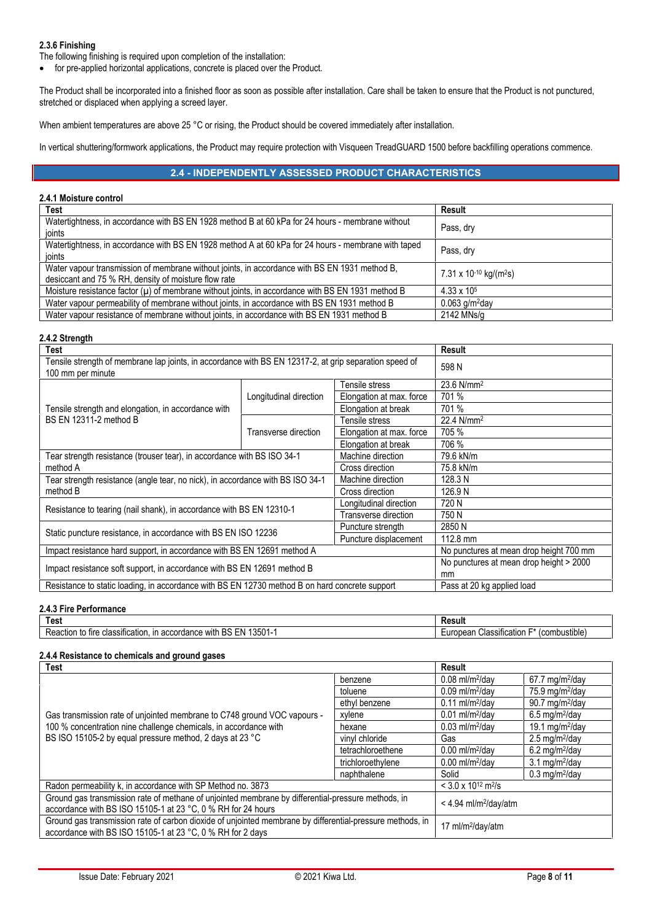### 2.3.6 Finishing

The following finishing is required upon completion of the installation:

- for pre-applied horizontal applications, concrete is placed over the Product.

The Product shall be incorporated into a finished floor as soon as possible after installation. Care shall be taken to ensure that the Product is not punctured, stretched or displaced when applying a screed layer.

When ambient temperatures are above 25 °C or rising, the Product should be covered immediately after installation.

In vertical shuttering/formwork applications, the Product may require protection with Visqueen TreadGUARD 1500 before backfilling operations commence.

## 2.4 - INDEPENDENTLY ASSESSED PRODUCT CHARACTERISTICS

### 2.4.1 Moisture control

| Test | Result |
|---|---|
| Watertightness, in accordance with BS EN 1928 method B at 60 kPa for 24 hours - membrane without joints | Pass, dry |
| Watertightness, in accordance with BS EN 1928 method A at 60 kPa for 24 hours - membrane with taped joints | Pass, dry |
| Water vapour transmission of membrane without joints, in accordance with BS EN 1931 method B, desiccant and 75 % RH, density of moisture flow rate | $7.31 \times 10^{-10}$ kg/(m²s) |
| Moisture resistance factor (μ) of membrane without joints, in accordance with BS EN 1931 method B | $4.33 \times 10^{5}$ |
| Water vapour permeability of membrane without joints, in accordance with BS EN 1931 method B | 0.063 g/m²day |
| Water vapour resistance of membrane without joints, in accordance with BS EN 1931 method B | 2142 MNs/g |

### 2.4.2 Strength

| Test | | | Result |
|---|---|---|---|
| Tensile strength of membrane lap joints, in accordance with BS EN 12317-2, at grip separation speed of 100 mm per minute | | | 598 N |
| Tensile strength and elongation, in accordance with BS EN 12311-2 method B | Longitudinal direction | Tensile stress | 23.6 N/mm² |
| | | Elongation at max. force | 701 % |
| | | Elongation at break | 701 % |
| | Transverse direction | Tensile stress | 22.4 N/mm² |
| | | Elongation at max. force | 705 % |
| | | Elongation at break | 706 % |
| Tear strength resistance (trouser tear), in accordance with BS ISO 34-1 method A | | Machine direction | 79.6 kN/m |
| | | Cross direction | 75.8 kN/m |
| Tear strength resistance (angle tear, no nick), in accordance with BS ISO 34-1 method B | | Machine direction | 128.3 N |
| | | Cross direction | 126.9 N |
| Resistance to tearing (nail shank), in accordance with BS EN 12310-1 | | Longitudinal direction | 720 N |
| | | Transverse direction | 750 N |
| Static puncture resistance, in accordance with BS EN ISO 12236 | | Puncture strength | 2850 N |
| | | Puncture displacement | 112.8 mm |
| Impact resistance hard support, in accordance with BS EN 12691 method A | | | No punctures at mean drop height 700 mm |
| Impact resistance soft support, in accordance with BS EN 12691 method B | | | No punctures at mean drop height > 2000 mm |
| Resistance to static loading, in accordance with BS EN 12730 method B on hard concrete support | | | Pass at 20 kg applied load |

### 2.4.3 Fire Performance

| Test | Result |
|---|---|
| Reaction to fire classification, in accordance with BS EN 13501-1 | European Classification F* (combustible) |

### 2.4.4 Resistance to chemicals and ground gases

| Test | | Result | |
|---|---|---|---|
| Gas transmission rate of unjointed membrane to C748 ground VOC vapours - 100 % concentration nine challenge chemicals, in accordance with BS ISO 15105-2 by equal pressure method, 2 days at 23 °C | benzene | 0.08 ml/m²/day | 67.7 mg/m²/day |
| | toluene | 0.09 ml/m²/day | 75.9 mg/m²/day |
| | ethyl benzene | 0.11 ml/m²/day | 90.7 mg/m²/day |
| | xylene | 0.01 ml/m²/day | 6.5 mg/m²/day |
| | hexane | 0.03 ml/m²/day | 19.1 mg/m²/day |
| | vinyl chloride | Gas | 2.5 mg/m²/day |
| | tetrachloroethene | 0.00 ml/m²/day | 6.2 mg/m²/day |
| | trichloroethylene | 0.00 ml/m²/day | 3.1 mg/m²/day |
| | naphthalene | Solid | 0.3 mg/m²/day |
| Radon permeability k, in accordance with SP Method no. 3873 | | $< 3.0 \times 10^{12}$ m²/s | |
| Ground gas transmission rate of methane of unjointed membrane by differential-pressure methods, in accordance with BS ISO 15105-1 at 23 °C, 0 % RH for 24 hours | | < 4.94 ml/m²/day/atm | |
| Ground gas transmission rate of carbon dioxide of unjointed membrane by differential-pressure methods, in accordance with BS ISO 15105-1 at 23 °C, 0 % RH for 2 days | | 17 ml/m²/day/atm | |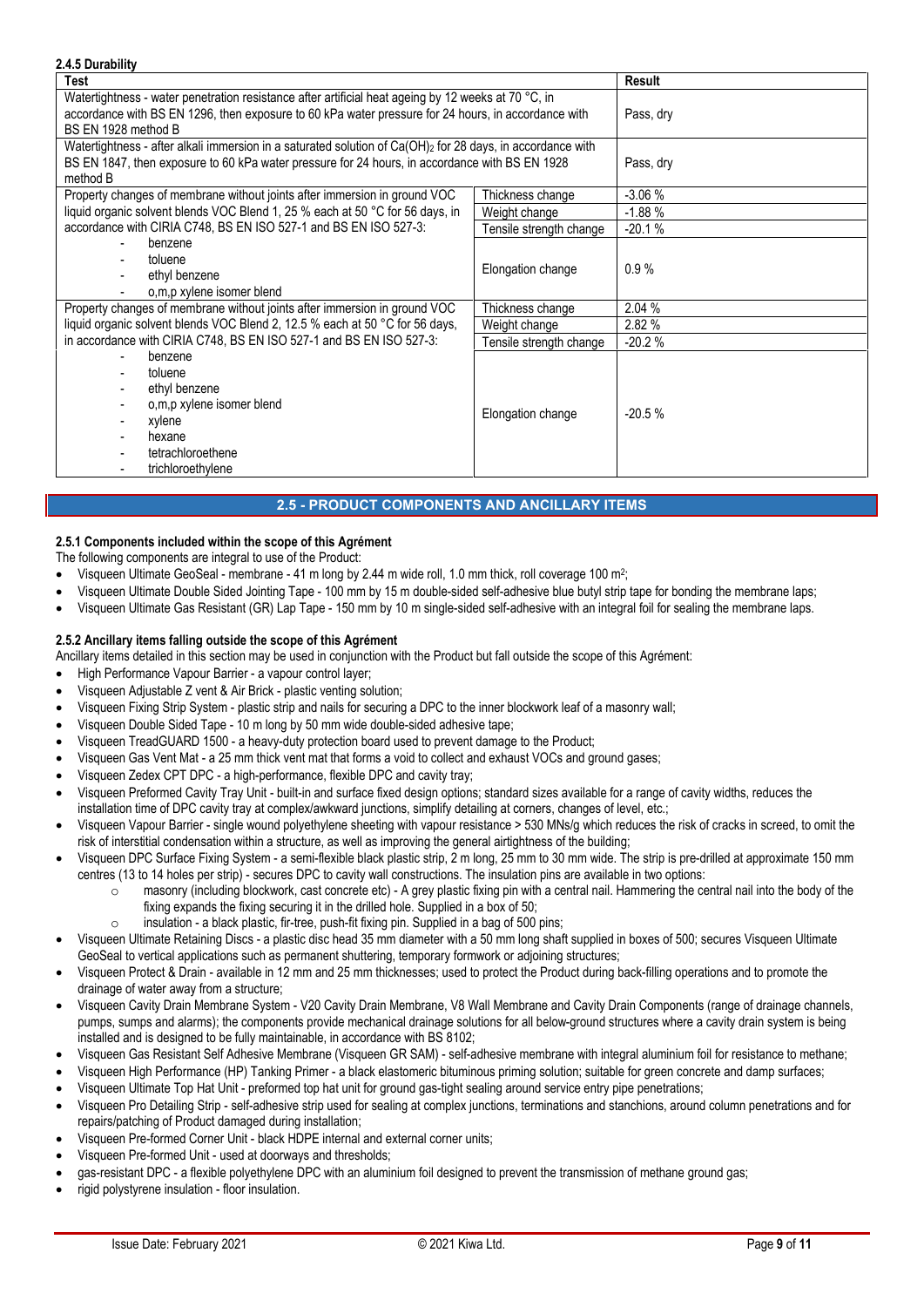**2.4.5 Durability**

| Test | | Result |
|---|---|---|
| Watertightness - water penetration resistance after artificial heat ageing by 12 weeks at 70 °C, in accordance with BS EN 1296, then exposure to 60 kPa water pressure for 24 hours, in accordance with BS EN 1928 method B | | Pass, dry |
| Watertightness - after alkali immersion in a saturated solution of $Ca(OH)_2$ for 28 days, in accordance with BS EN 1847, then exposure to 60 kPa water pressure for 24 hours, in accordance with BS EN 1928 method B | | Pass, dry |
| Property changes of membrane without joints after immersion in ground VOC liquid organic solvent blends VOC Blend 1, 25 % each at 50 °C for 56 days, in accordance with CIRIA C748, BS EN ISO 527-1 and BS EN ISO 527-3: - benzene - toluene - ethyl benzene - o,m,p xylene isomer blend | Thickness change | -3.06 % |
| | Weight change | -1.88 % |
| | Tensile strength change | -20.1 % |
| | Elongation change | 0.9 % |
| Property changes of membrane without joints after immersion in ground VOC liquid organic solvent blends VOC Blend 2, 12.5 % each at 50 °C for 56 days, in accordance with CIRIA C748, BS EN ISO 527-1 and BS EN ISO 527-3: - benzene - toluene - ethyl benzene - o,m,p xylene isomer blend - xylene - hexane - tetrachloroethene - trichloroethylene | Thickness change | 2.04 % |
| | Weight change | 2.82 % |
| | Tensile strength change | -20.2 % |
| | Elongation change | -20.5 % |

## 2.5 - PRODUCT COMPONENTS AND ANCILLARY ITEMS

**2.5.1 Components included within the scope of this Agrément**

The following components are integral to use of the Product:

- Visqueen Ultimate GeoSeal - membrane - 41 m long by 2.44 m wide roll, 1.0 mm thick, roll coverage 100 m$^2$;
- Visqueen Ultimate Double Sided Jointing Tape - 100 mm by 15 m double-sided self-adhesive blue butyl strip tape for bonding the membrane laps;
- Visqueen Ultimate Gas Resistant (GR) Lap Tape - 150 mm by 10 m single-sided self-adhesive with an integral foil for sealing the membrane laps.

**2.5.2 Ancillary items falling outside the scope of this Agrément**

Ancillary items detailed in this section may be used in conjunction with the Product but fall outside the scope of this Agrément:

- High Performance Vapour Barrier - a vapour control layer;
- Visqueen Adjustable Z vent & Air Brick - plastic venting solution;
- Visqueen Fixing Strip System - plastic strip and nails for securing a DPC to the inner blockwork leaf of a masonry wall;
- Visqueen Double Sided Tape - 10 m long by 50 mm wide double-sided adhesive tape;
- Visqueen TreadGUARD 1500 - a heavy-duty protection board used to prevent damage to the Product;
- Visqueen Gas Vent Mat - a 25 mm thick vent mat that forms a void to collect and exhaust VOCs and ground gases;
- Visqueen Zedex CPT DPC - a high-performance, flexible DPC and cavity tray;
- Visqueen Preformed Cavity Tray Unit - built-in and surface fixed design options; standard sizes available for a range of cavity widths, reduces the installation time of DPC cavity tray at complex/awkward junctions, simplify detailing at corners, changes of level, etc.;
- Visqueen Vapour Barrier - single wound polyethylene sheeting with vapour resistance > 530 MNs/g which reduces the risk of cracks in screed, to omit the risk of interstitial condensation within a structure, as well as improving the general airtightness of the building;
- Visqueen DPC Surface Fixing System - a semi-flexible black plastic strip, 2 m long, 25 mm to 30 mm wide. The strip is pre-drilled at approximate 150 mm centres (13 to 14 holes per strip) - secures DPC to cavity wall constructions. The insulation pins are available in two options:
  - masonry (including blockwork, cast concrete etc) - A grey plastic fixing pin with a central nail. Hammering the central nail into the body of the fixing expands the fixing securing it in the drilled hole. Supplied in a box of 50;
  - insulation - a black plastic, fir-tree, push-fit fixing pin. Supplied in a bag of 500 pins;
- Visqueen Ultimate Retaining Discs - a plastic disc head 35 mm diameter with a 50 mm long shaft supplied in boxes of 500; secures Visqueen Ultimate GeoSeal to vertical applications such as permanent shuttering, temporary formwork or adjoining structures;
- Visqueen Protect & Drain - available in 12 mm and 25 mm thicknesses; used to protect the Product during back-filling operations and to promote the drainage of water away from a structure;
- Visqueen Cavity Drain Membrane System - V20 Cavity Drain Membrane, V8 Wall Membrane and Cavity Drain Components (range of drainage channels, pumps, sumps and alarms); the components provide mechanical drainage solutions for all below-ground structures where a cavity drain system is being installed and is designed to be fully maintainable, in accordance with BS 8102;
- Visqueen Gas Resistant Self Adhesive Membrane (Visqueen GR SAM) - self-adhesive membrane with integral aluminium foil for resistance to methane;
- Visqueen High Performance (HP) Tanking Primer - a black elastomeric bituminous priming solution; suitable for green concrete and damp surfaces;
- Visqueen Ultimate Top Hat Unit - preformed top hat unit for ground gas-tight sealing around service entry pipe penetrations;
- Visqueen Pro Detailing Strip - self-adhesive strip used for sealing at complex junctions, terminations and stanchions, around column penetrations and for repairs/patching of Product damaged during installation;
- Visqueen Pre-formed Corner Unit - black HDPE internal and external corner units;
- Visqueen Pre-formed Unit - used at doorways and thresholds;
- gas-resistant DPC - a flexible polyethylene DPC with an aluminium foil designed to prevent the transmission of methane ground gas;
- rigid polystyrene insulation - floor insulation.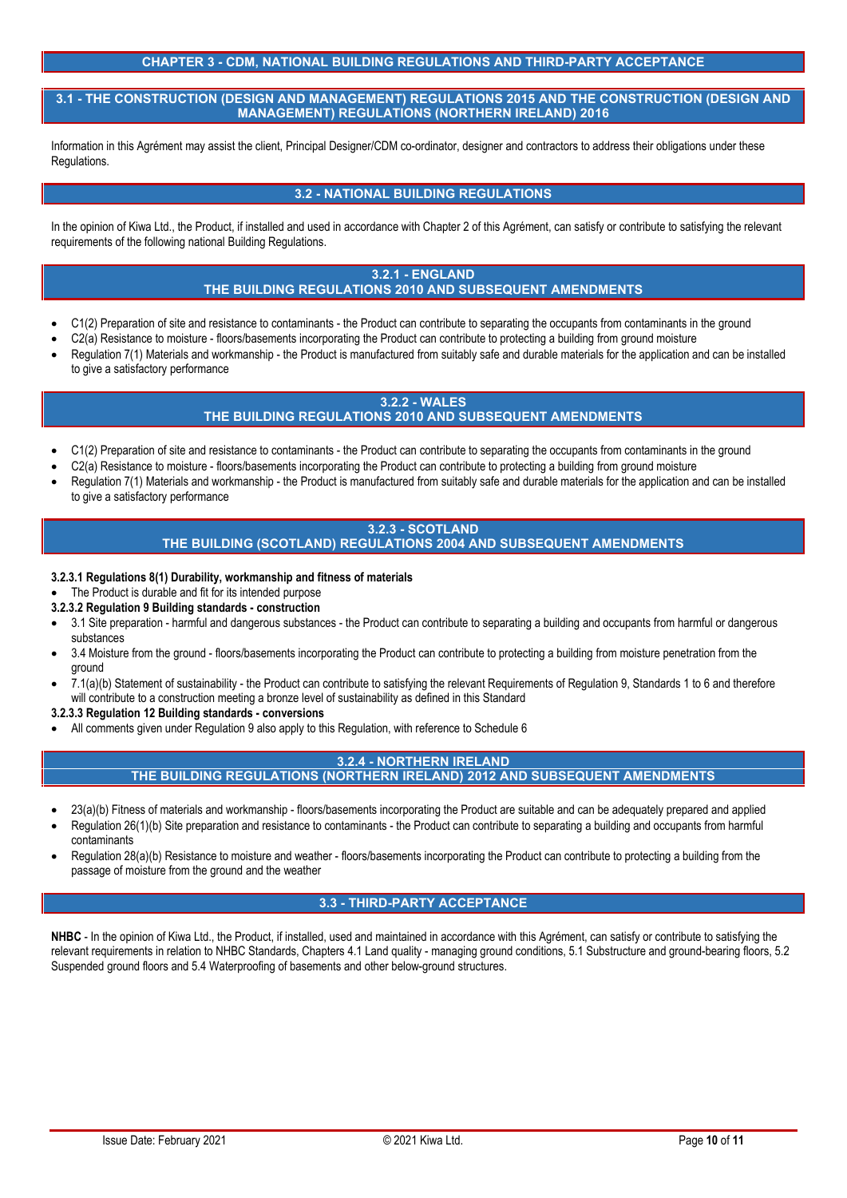# CHAPTER 3 - CDM, NATIONAL BUILDING REGULATIONS AND THIRD-PARTY ACCEPTANCE

## 3.1 - THE CONSTRUCTION (DESIGN AND MANAGEMENT) REGULATIONS 2015 AND THE CONSTRUCTION (DESIGN AND MANAGEMENT) REGULATIONS (NORTHERN IRELAND) 2016

Information in this Agrément may assist the client, Principal Designer/CDM co-ordinator, designer and contractors to address their obligations under these Regulations.

## 3.2 - NATIONAL BUILDING REGULATIONS

In the opinion of Kiwa Ltd., the Product, if installed and used in accordance with Chapter 2 of this Agrément, can satisfy or contribute to satisfying the relevant requirements of the following national Building Regulations.

### 3.2.1 - ENGLAND
### THE BUILDING REGULATIONS 2010 AND SUBSEQUENT AMENDMENTS

- C1(2) Preparation of site and resistance to contaminants - the Product can contribute to separating the occupants from contaminants in the ground
- C2(a) Resistance to moisture - floors/basements incorporating the Product can contribute to protecting a building from ground moisture
- Regulation 7(1) Materials and workmanship - the Product is manufactured from suitably safe and durable materials for the application and can be installed to give a satisfactory performance

### 3.2.2 - WALES
### THE BUILDING REGULATIONS 2010 AND SUBSEQUENT AMENDMENTS

- C1(2) Preparation of site and resistance to contaminants - the Product can contribute to separating the occupants from contaminants in the ground
- C2(a) Resistance to moisture - floors/basements incorporating the Product can contribute to protecting a building from ground moisture
- Regulation 7(1) Materials and workmanship - the Product is manufactured from suitably safe and durable materials for the application and can be installed to give a satisfactory performance

### 3.2.3 - SCOTLAND
### THE BUILDING (SCOTLAND) REGULATIONS 2004 AND SUBSEQUENT AMENDMENTS

**3.2.3.1 Regulations 8(1) Durability, workmanship and fitness of materials**

- The Product is durable and fit for its intended purpose

**3.2.3.2 Regulation 9 Building standards - construction**

- 3.1 Site preparation - harmful and dangerous substances - the Product can contribute to separating a building and occupants from harmful or dangerous substances
- 3.4 Moisture from the ground - floors/basements incorporating the Product can contribute to protecting a building from moisture penetration from the ground
- 7.1(a)(b) Statement of sustainability - the Product can contribute to satisfying the relevant Requirements of Regulation 9, Standards 1 to 6 and therefore will contribute to a construction meeting a bronze level of sustainability as defined in this Standard

**3.2.3.3 Regulation 12 Building standards - conversions**

- All comments given under Regulation 9 also apply to this Regulation, with reference to Schedule 6

### 3.2.4 - NORTHERN IRELAND
### THE BUILDING REGULATIONS (NORTHERN IRELAND) 2012 AND SUBSEQUENT AMENDMENTS

- 23(a)(b) Fitness of materials and workmanship - floors/basements incorporating the Product are suitable and can be adequately prepared and applied
- Regulation 26(1)(b) Site preparation and resistance to contaminants - the Product can contribute to separating a building and occupants from harmful contaminants
- Regulation 28(a)(b) Resistance to moisture and weather - floors/basements incorporating the Product can contribute to protecting a building from the passage of moisture from the ground and the weather

## 3.3 - THIRD-PARTY ACCEPTANCE

**NHBC** - In the opinion of Kiwa Ltd., the Product, if installed, used and maintained in accordance with this Agrément, can satisfy or contribute to satisfying the relevant requirements in relation to NHBC Standards, Chapters 4.1 Land quality - managing ground conditions, 5.1 Substructure and ground-bearing floors, 5.2 Suspended ground floors and 5.4 Waterproofing of basements and other below-ground structures.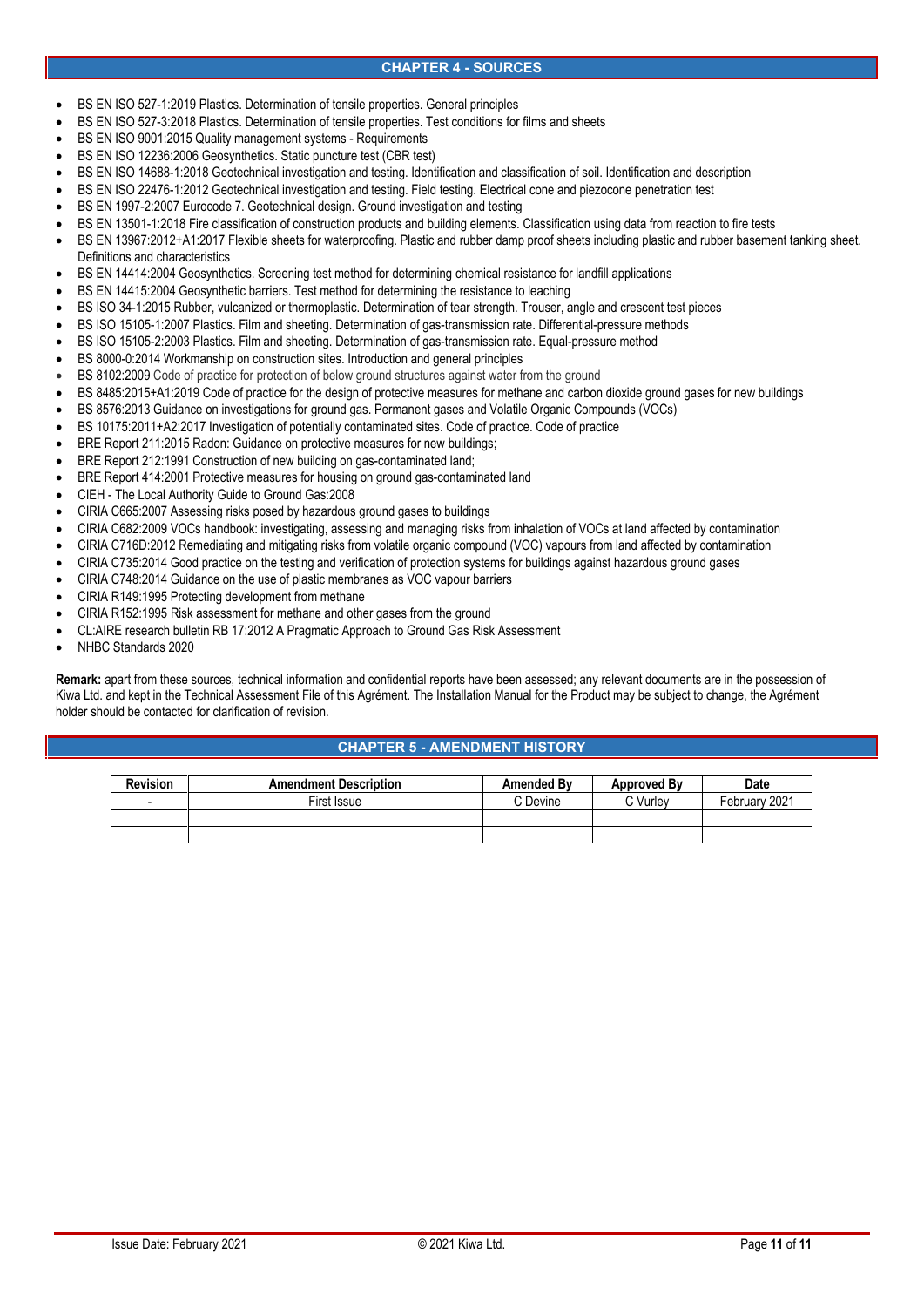## CHAPTER 4 - SOURCES

- BS EN ISO 527-1:2019 Plastics. Determination of tensile properties. General principles
- BS EN ISO 527-3:2018 Plastics. Determination of tensile properties. Test conditions for films and sheets
- BS EN ISO 9001:2015 Quality management systems - Requirements
- BS EN ISO 12236:2006 Geosynthetics. Static puncture test (CBR test)
- BS EN ISO 14688-1:2018 Geotechnical investigation and testing. Identification and classification of soil. Identification and description
- BS EN ISO 22476-1:2012 Geotechnical investigation and testing. Field testing. Electrical cone and piezocone penetration test
- BS EN 1997-2:2007 Eurocode 7. Geotechnical design. Ground investigation and testing
- BS EN 13501-1:2018 Fire classification of construction products and building elements. Classification using data from reaction to fire tests
- BS EN 13967:2012+A1:2017 Flexible sheets for waterproofing. Plastic and rubber damp proof sheets including plastic and rubber basement tanking sheet. Definitions and characteristics
- BS EN 14414:2004 Geosynthetics. Screening test method for determining chemical resistance for landfill applications
- BS EN 14415:2004 Geosynthetic barriers. Test method for determining the resistance to leaching
- BS ISO 34-1:2015 Rubber, vulcanized or thermoplastic. Determination of tear strength. Trouser, angle and crescent test pieces
- BS ISO 15105-1:2007 Plastics. Film and sheeting. Determination of gas-transmission rate. Differential-pressure methods
- BS ISO 15105-2:2003 Plastics. Film and sheeting. Determination of gas-transmission rate. Equal-pressure method
- BS 8000-0:2014 Workmanship on construction sites. Introduction and general principles
- BS 8102:2009 Code of practice for protection of below ground structures against water from the ground
- BS 8485:2015+A1:2019 Code of practice for the design of protective measures for methane and carbon dioxide ground gases for new buildings
- BS 8576:2013 Guidance on investigations for ground gas. Permanent gases and Volatile Organic Compounds (VOCs)
- BS 10175:2011+A2:2017 Investigation of potentially contaminated sites. Code of practice. Code of practice
- BRE Report 211:2015 Radon: Guidance on protective measures for new buildings;
- BRE Report 212:1991 Construction of new building on gas-contaminated land;
- BRE Report 414:2001 Protective measures for housing on ground gas-contaminated land
- CIEH - The Local Authority Guide to Ground Gas:2008
- CIRIA C665:2007 Assessing risks posed by hazardous ground gases to buildings
- CIRIA C682:2009 VOCs handbook: investigating, assessing and managing risks from inhalation of VOCs at land affected by contamination
- CIRIA C716D:2012 Remediating and mitigating risks from volatile organic compound (VOC) vapours from land affected by contamination
- CIRIA C735:2014 Good practice on the testing and verification of protection systems for buildings against hazardous ground gases
- CIRIA C748:2014 Guidance on the use of plastic membranes as VOC vapour barriers
- CIRIA R149:1995 Protecting development from methane
- CIRIA R152:1995 Risk assessment for methane and other gases from the ground
- CL:AIRE research bulletin RB 17:2012 A Pragmatic Approach to Ground Gas Risk Assessment
- NHBC Standards 2020

**Remark:** apart from these sources, technical information and confidential reports have been assessed; any relevant documents are in the possession of Kiwa Ltd. and kept in the Technical Assessment File of this Agrément. The Installation Manual for the Product may be subject to change, the Agrément holder should be contacted for clarification of revision.

## CHAPTER 5 - AMENDMENT HISTORY

| Revision | Amendment Description | Amended By | Approved By | Date |
|---|---|---|---|---|
| - | First Issue | C Devine | C Vurley | February 2021 |
| | | | | |
| | | | | |